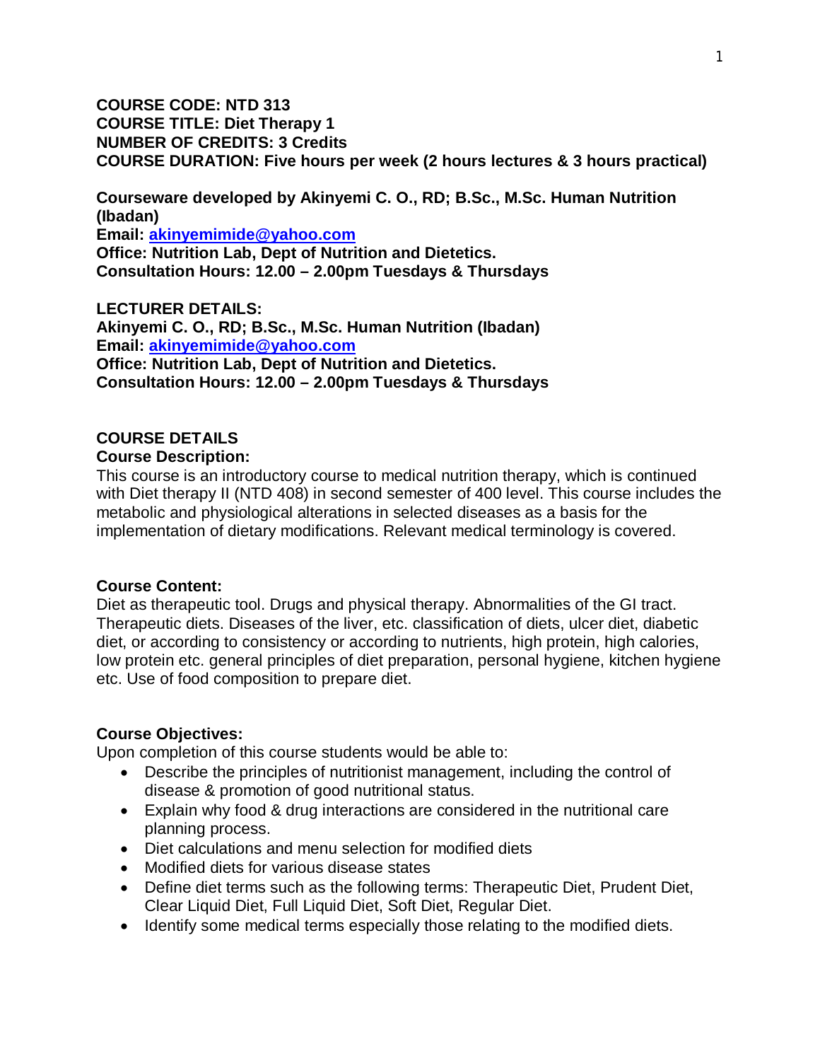**COURSE CODE: NTD 313**
**COURSE TITLE: Diet Therapy 1**
**NUMBER OF CREDITS: 3 Credits**
**COURSE DURATION: Five hours per week (2 hours lectures & 3 hours practical)**

**Courseware developed by Akinyemi C. O., RD; B.Sc., M.Sc. Human Nutrition (Ibadan)**
**Email: akinyemimide@yahoo.com**
**Office: Nutrition Lab, Dept of Nutrition and Dietetics.**
**Consultation Hours: 12.00 – 2.00pm Tuesdays & Thursdays**

**LECTURER DETAILS:**
**Akinyemi C. O., RD; B.Sc., M.Sc. Human Nutrition (Ibadan)**
**Email: akinyemimide@yahoo.com**
**Office: Nutrition Lab, Dept of Nutrition and Dietetics.**
**Consultation Hours: 12.00 – 2.00pm Tuesdays & Thursdays**

## COURSE DETAILS

### Course Description:

This course is an introductory course to medical nutrition therapy, which is continued with Diet therapy II (NTD 408) in second semester of 400 level. This course includes the metabolic and physiological alterations in selected diseases as a basis for the implementation of dietary modifications. Relevant medical terminology is covered.

### Course Content:

Diet as therapeutic tool. Drugs and physical therapy. Abnormalities of the GI tract. Therapeutic diets. Diseases of the liver, etc. classification of diets, ulcer diet, diabetic diet, or according to consistency or according to nutrients, high protein, high calories, low protein etc. general principles of diet preparation, personal hygiene, kitchen hygiene etc. Use of food composition to prepare diet.

### Course Objectives:

Upon completion of this course students would be able to:

- Describe the principles of nutritionist management, including the control of disease & promotion of good nutritional status.
- Explain why food & drug interactions are considered in the nutritional care planning process.
- Diet calculations and menu selection for modified diets
- Modified diets for various disease states
- Define diet terms such as the following terms: Therapeutic Diet, Prudent Diet, Clear Liquid Diet, Full Liquid Diet, Soft Diet, Regular Diet.
- Identify some medical terms especially those relating to the modified diets.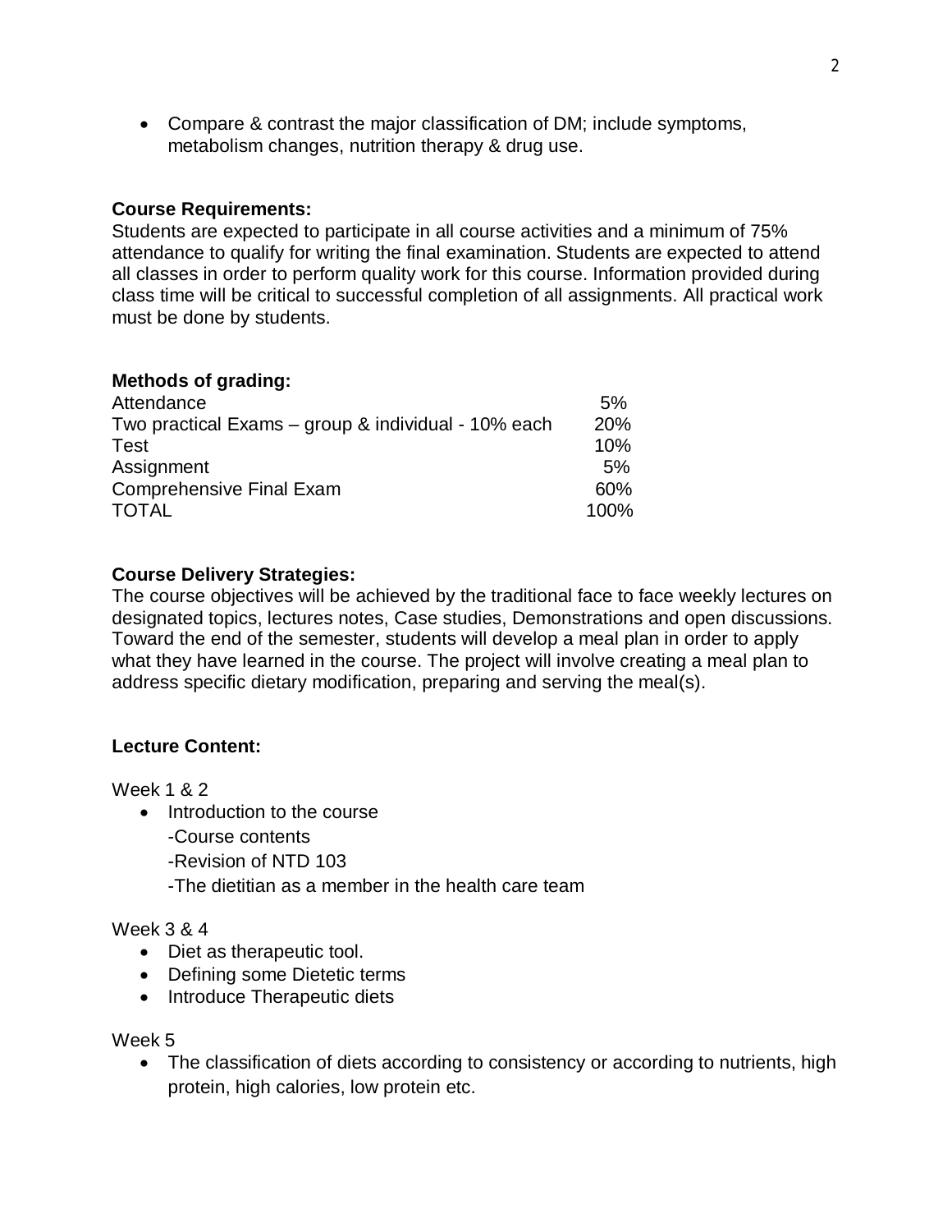- Compare & contrast the major classification of DM; include symptoms, metabolism changes, nutrition therapy & drug use.

**Course Requirements:**
Students are expected to participate in all course activities and a minimum of 75% attendance to qualify for writing the final examination. Students are expected to attend all classes in order to perform quality work for this course. Information provided during class time will be critical to successful completion of all assignments. All practical work must be done by students.

**Methods of grading:**

| | |
|---|---|
| Attendance | 5% |
| Two practical Exams – group & individual - 10% each | 20% |
| Test | 10% |
| Assignment | 5% |
| Comprehensive Final Exam | 60% |
| TOTAL | 100% |

**Course Delivery Strategies:**
The course objectives will be achieved by the traditional face to face weekly lectures on designated topics, lectures notes, Case studies, Demonstrations and open discussions. Toward the end of the semester, students will develop a meal plan in order to apply what they have learned in the course. The project will involve creating a meal plan to address specific dietary modification, preparing and serving the meal(s).

**Lecture Content:**

Week 1 & 2

- Introduction to the course
  - -Course contents
  - -Revision of NTD 103
  - -The dietitian as a member in the health care team

Week 3 & 4

- Diet as therapeutic tool.
- Defining some Dietetic terms
- Introduce Therapeutic diets

Week 5

- The classification of diets according to consistency or according to nutrients, high protein, high calories, low protein etc.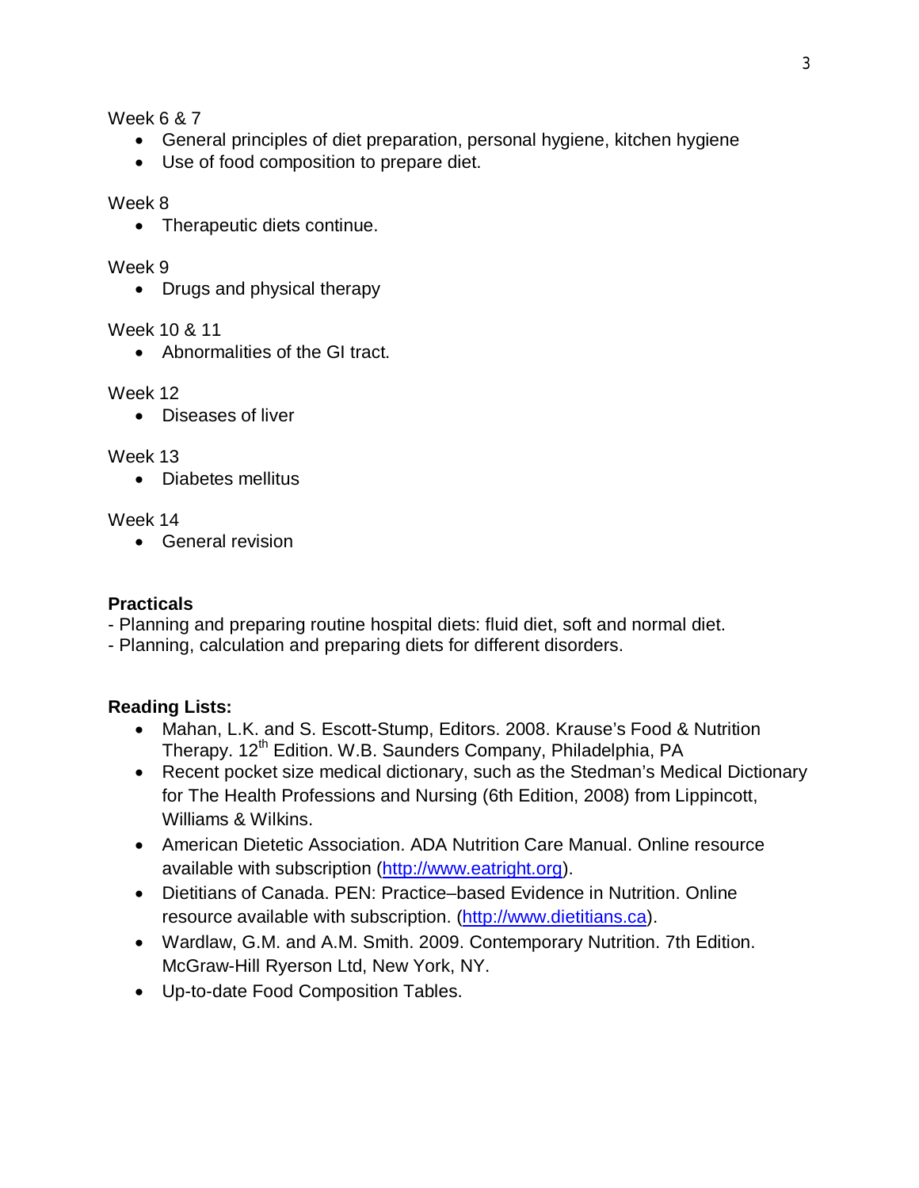Week 6 & 7

- General principles of diet preparation, personal hygiene, kitchen hygiene
- Use of food composition to prepare diet.

Week 8

- Therapeutic diets continue.

Week 9

- Drugs and physical therapy

Week 10 & 11

- Abnormalities of the GI tract.

Week 12

- Diseases of liver

Week 13

- Diabetes mellitus

Week 14

- General revision

**Practicals**

- Planning and preparing routine hospital diets: fluid diet, soft and normal diet.
- Planning, calculation and preparing diets for different disorders.

**Reading Lists:**

- Mahan, L.K. and S. Escott-Stump, Editors. 2008. Krause's Food & Nutrition Therapy. 12th Edition. W.B. Saunders Company, Philadelphia, PA
- Recent pocket size medical dictionary, such as the Stedman's Medical Dictionary for The Health Professions and Nursing (6th Edition, 2008) from Lippincott, Williams & Wilkins.
- American Dietetic Association. ADA Nutrition Care Manual. Online resource available with subscription (http://www.eatright.org).
- Dietitians of Canada. PEN: Practice–based Evidence in Nutrition. Online resource available with subscription. (http://www.dietitians.ca).
- Wardlaw, G.M. and A.M. Smith. 2009. Contemporary Nutrition. 7th Edition. McGraw-Hill Ryerson Ltd, New York, NY.
- Up-to-date Food Composition Tables.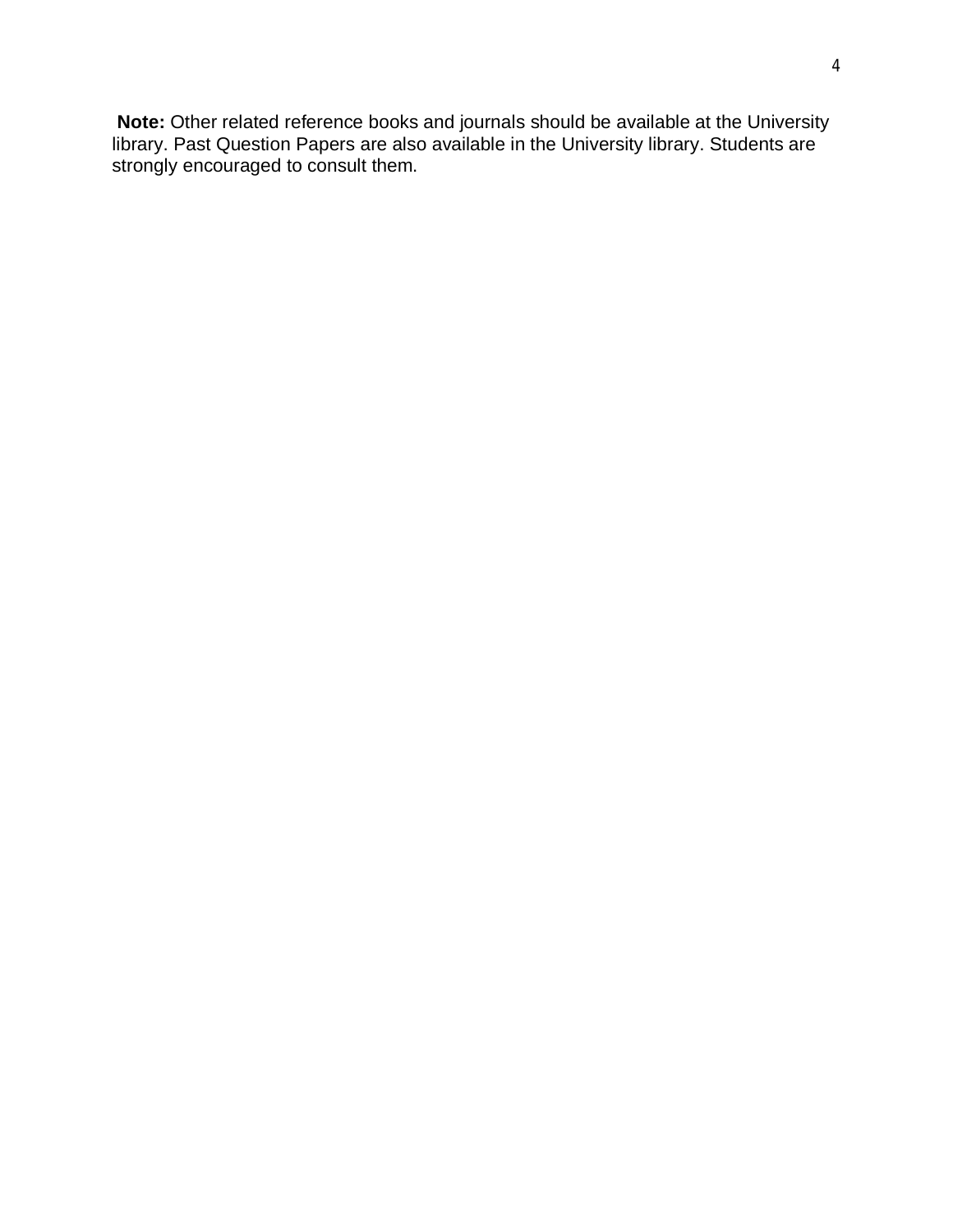**Note:** Other related reference books and journals should be available at the University library. Past Question Papers are also available in the University library. Students are strongly encouraged to consult them.